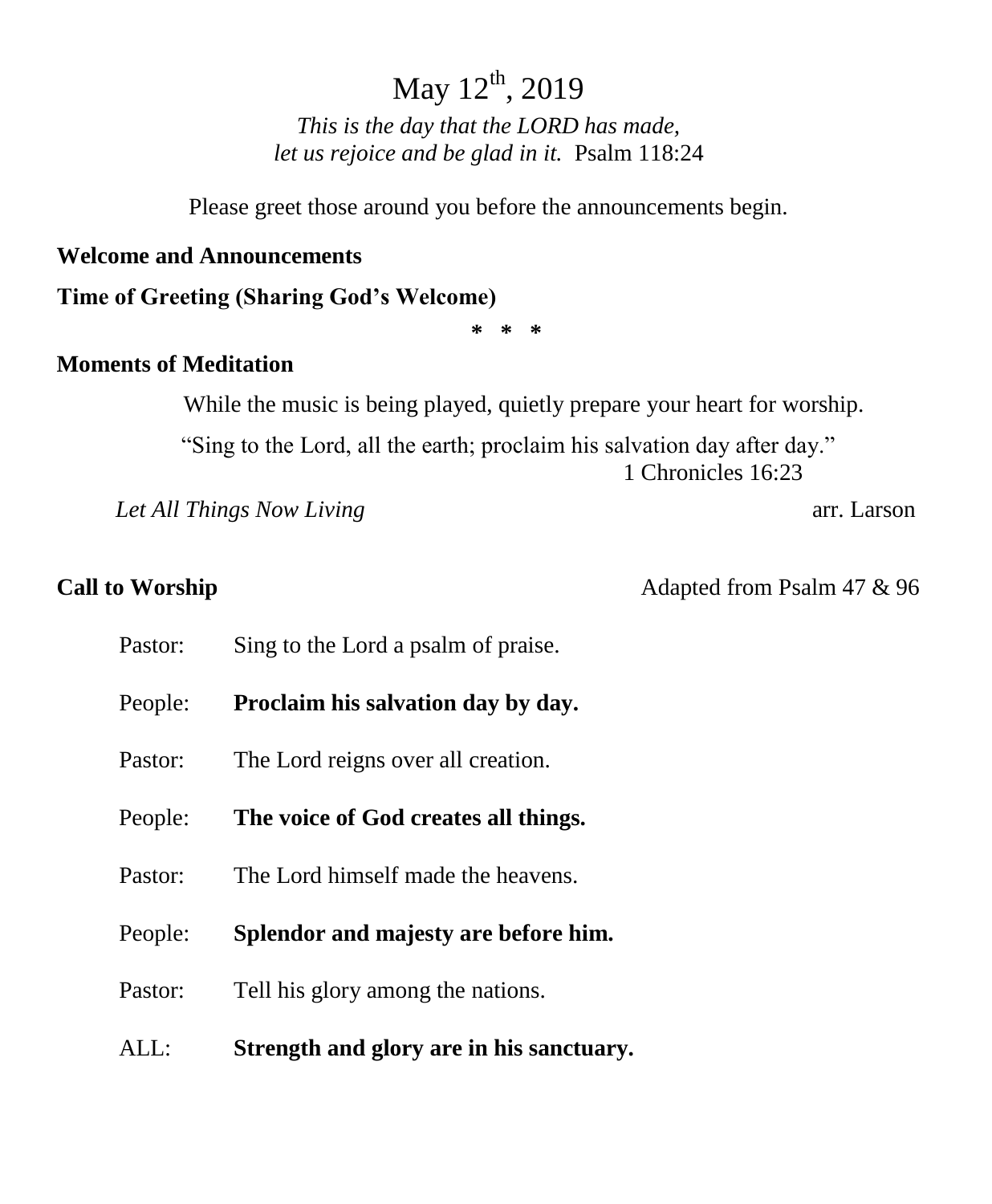# May 12th, 2019

*This is the day that the LORD has made,*
*let us rejoice and be glad in it.* Psalm 118:24

Please greet those around you before the announcements begin.

**Welcome and Announcements**

**Time of Greeting (Sharing God's Welcome)**

\* \* \*

**Moments of Meditation**

While the music is being played, quietly prepare your heart for worship.

"Sing to the Lord, all the earth; proclaim his salvation day after day."
1 Chronicles 16:23

*Let All Things Now Living* arr. Larson

**Call to Worship** Adapted from Psalm 47 & 96

Pastor: Sing to the Lord a psalm of praise.

People: **Proclaim his salvation day by day.**

Pastor: The Lord reigns over all creation.

People: **The voice of God creates all things.**

Pastor: The Lord himself made the heavens.

People: **Splendor and majesty are before him.**

Pastor: Tell his glory among the nations.

ALL: **Strength and glory are in his sanctuary.**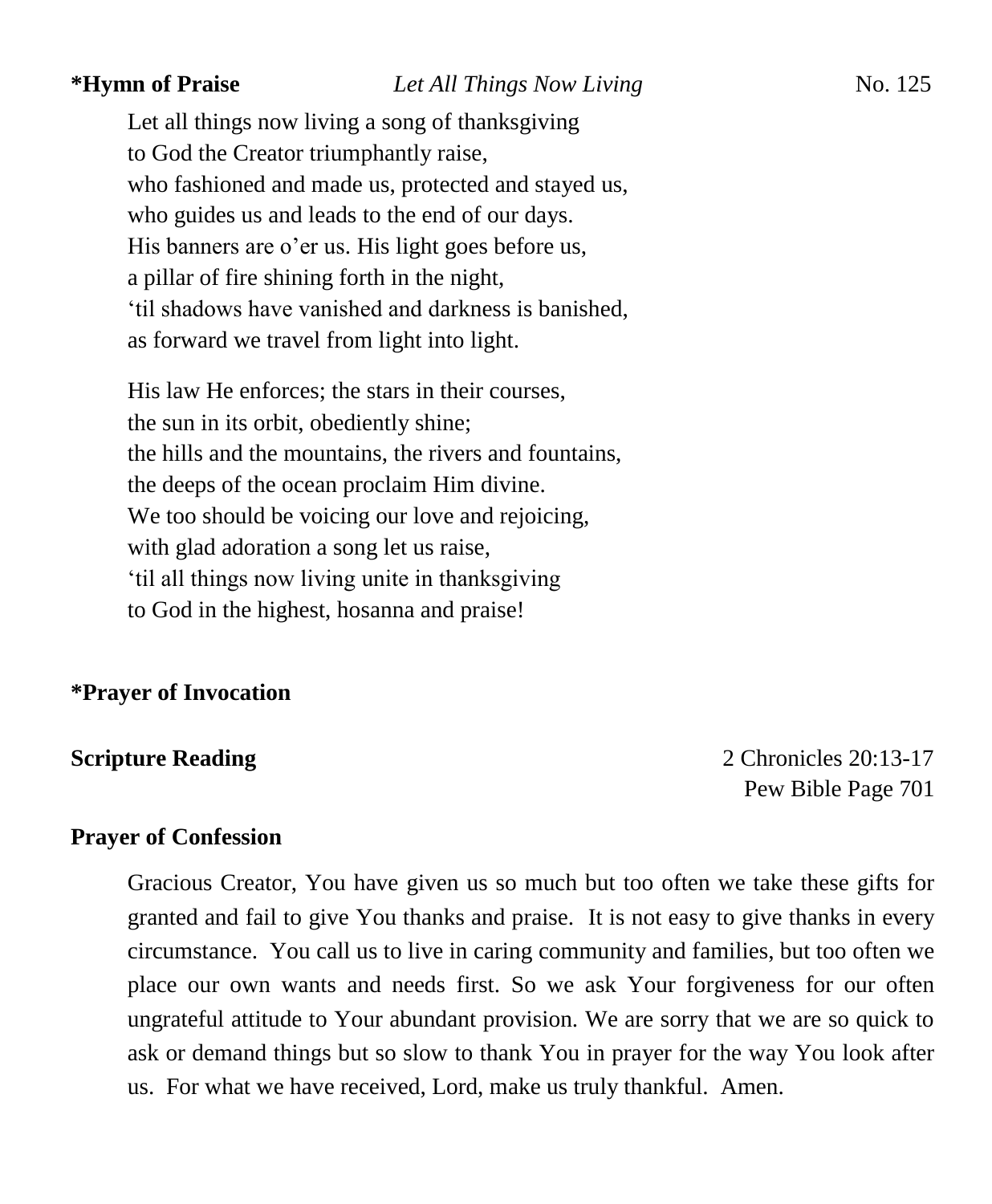**\*Hymn of Praise** *Let All Things Now Living* No. 125

Let all things now living a song of thanksgiving
to God the Creator triumphantly raise,
who fashioned and made us, protected and stayed us,
who guides us and leads to the end of our days.
His banners are o'er us. His light goes before us,
a pillar of fire shining forth in the night,
'til shadows have vanished and darkness is banished,
as forward we travel from light into light.

His law He enforces; the stars in their courses,
the sun in its orbit, obediently shine;
the hills and the mountains, the rivers and fountains,
the deeps of the ocean proclaim Him divine.
We too should be voicing our love and rejoicing,
with glad adoration a song let us raise,
'til all things now living unite in thanksgiving
to God in the highest, hosanna and praise!

**\*Prayer of Invocation**

**Scripture Reading** 2 Chronicles 20:13-17
Pew Bible Page 701

**Prayer of Confession**

Gracious Creator, You have given us so much but too often we take these gifts for granted and fail to give You thanks and praise. It is not easy to give thanks in every circumstance. You call us to live in caring community and families, but too often we place our own wants and needs first. So we ask Your forgiveness for our often ungrateful attitude to Your abundant provision. We are sorry that we are so quick to ask or demand things but so slow to thank You in prayer for the way You look after us. For what we have received, Lord, make us truly thankful. Amen.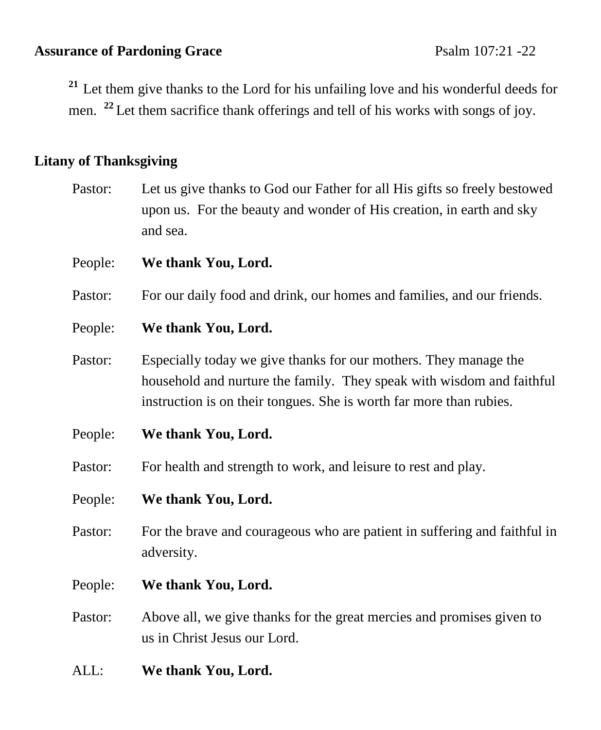**Assurance of Pardoning Grace** Psalm 107:21 -22

[21] Let them give thanks to the Lord for his unfailing love and his wonderful deeds for men. [22] Let them sacrifice thank offerings and tell of his works with songs of joy.

**Litany of Thanksgiving**

Pastor: Let us give thanks to God our Father for all His gifts so freely bestowed upon us. For the beauty and wonder of His creation, in earth and sky and sea.

People: **We thank You, Lord.**

Pastor: For our daily food and drink, our homes and families, and our friends.

People: **We thank You, Lord.**

Pastor: Especially today we give thanks for our mothers. They manage the household and nurture the family. They speak with wisdom and faithful instruction is on their tongues. She is worth far more than rubies.

People: **We thank You, Lord.**

Pastor: For health and strength to work, and leisure to rest and play.

People: **We thank You, Lord.**

Pastor: For the brave and courageous who are patient in suffering and faithful in adversity.

People: **We thank You, Lord.**

Pastor: Above all, we give thanks for the great mercies and promises given to us in Christ Jesus our Lord.

ALL: **We thank You, Lord.**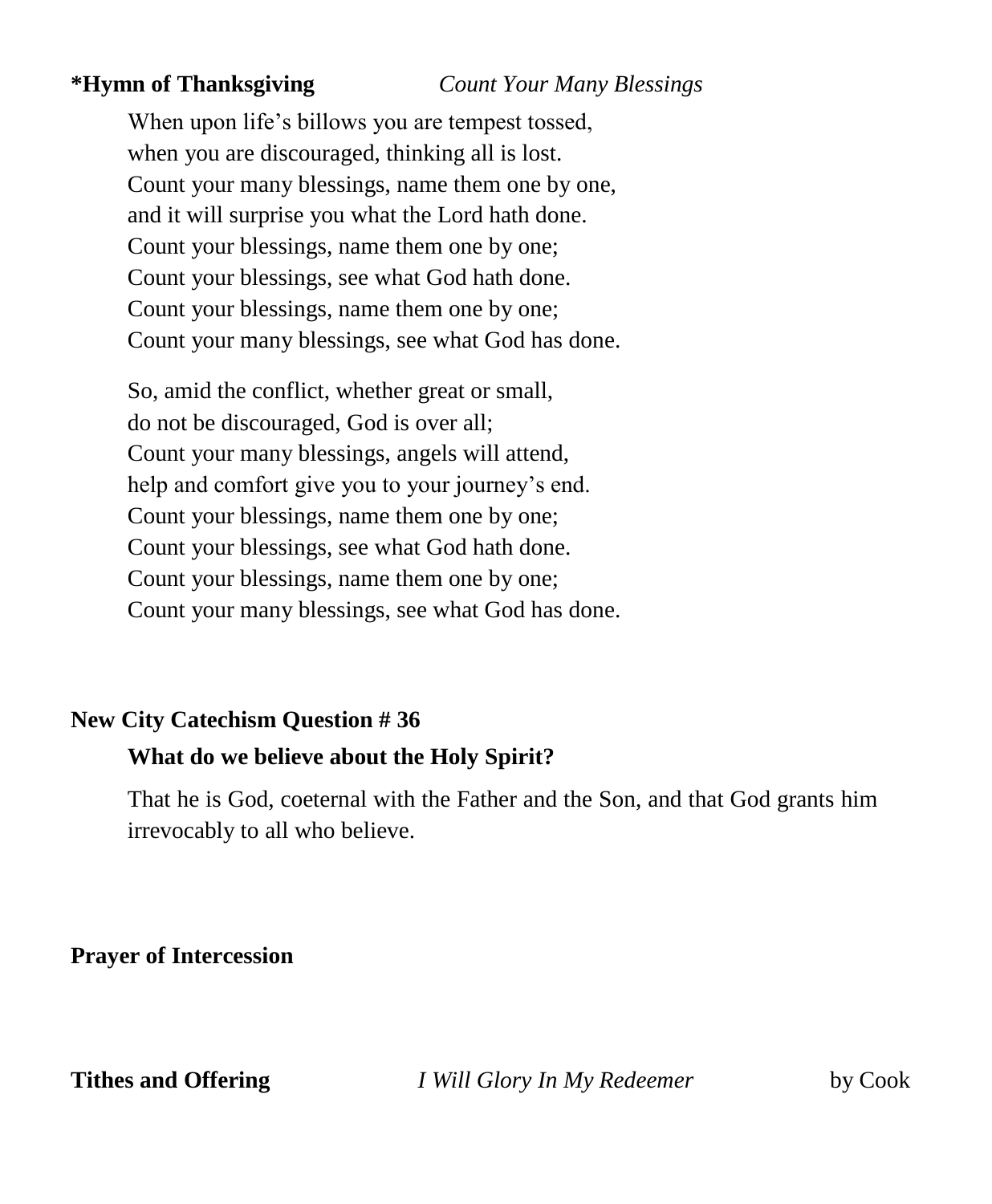**\*Hymn of Thanksgiving** *Count Your Many Blessings*

When upon life's billows you are tempest tossed,
when you are discouraged, thinking all is lost.
Count your many blessings, name them one by one,
and it will surprise you what the Lord hath done.
Count your blessings, name them one by one;
Count your blessings, see what God hath done.
Count your blessings, name them one by one;
Count your many blessings, see what God has done.

So, amid the conflict, whether great or small,
do not be discouraged, God is over all;
Count your many blessings, angels will attend,
help and comfort give you to your journey's end.
Count your blessings, name them one by one;
Count your blessings, see what God hath done.
Count your blessings, name them one by one;
Count your many blessings, see what God has done.

**New City Catechism Question # 36**

**What do we believe about the Holy Spirit?**

That he is God, coeternal with the Father and the Son, and that God grants him irrevocably to all who believe.

**Prayer of Intercession**

**Tithes and Offering** *I Will Glory In My Redeemer* by Cook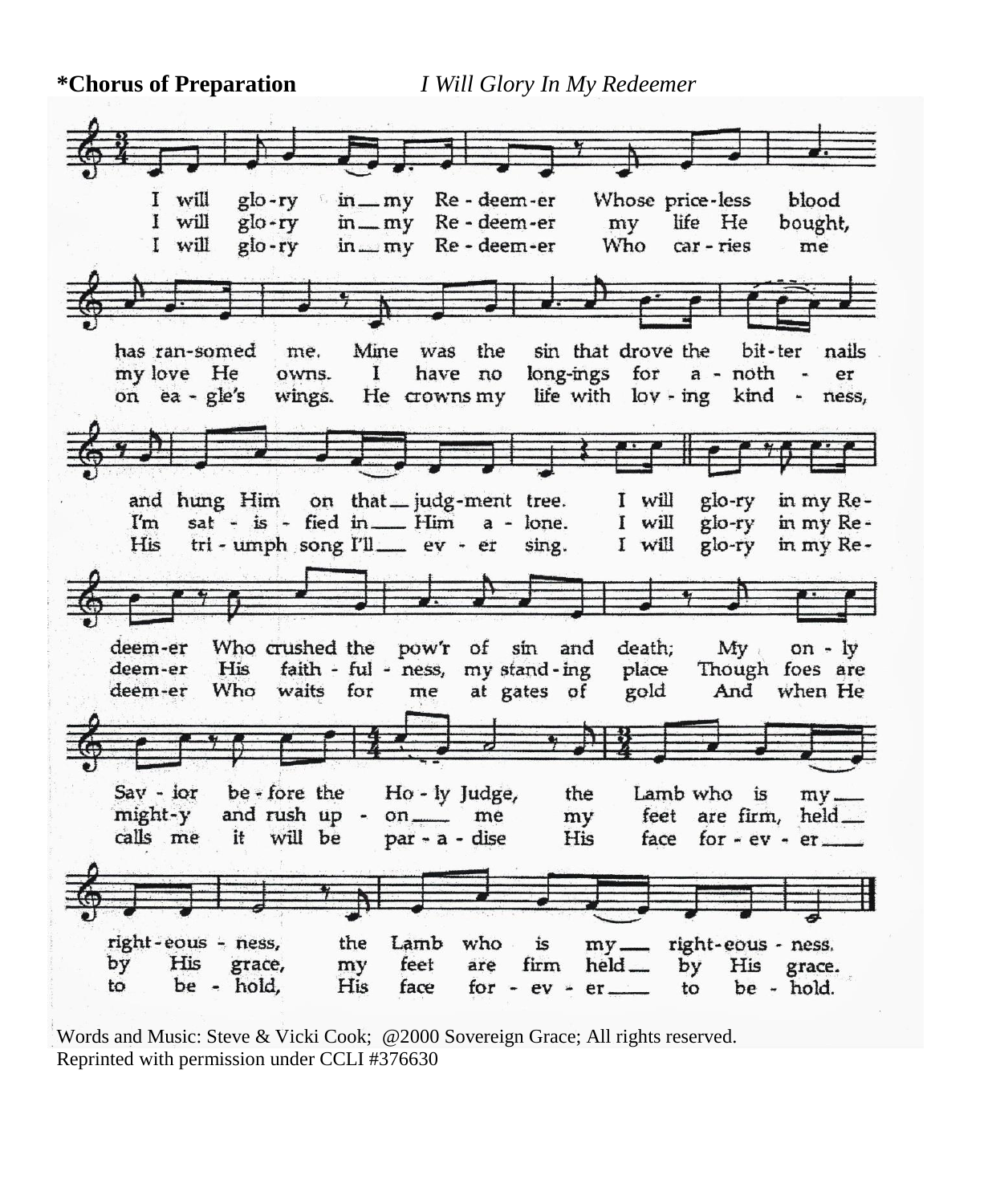**\*Chorus of Preparation** *I Will Glory In My Redeemer*

I will glory in my Redeemer
Whose priceless blood has ransomed me.
Mine was the sin that drove the bitter nails
and hung Him on that judgment tree.
I will glory in my Redeemer
Who crushed the pow'r of sin and death;
My only Savior before the Holy Judge,
the Lamb who is my righteousness,
the Lamb who is my righteousness.

I will glory in my Redeemer
my life He bought, my love He owns.
I have no longings for another
I'm satisfied in Him alone.
I will glory in my Redeemer
His faithfulness, my standing place
Though foes are mighty and rush upon me
my feet are firm, held by His grace,
my feet are firm held by His grace.

I will glory in my Redeemer
Who carries me on eagle's wings.
He crowns my life with loving kindness,
His triumph song I'll ever sing.
I will glory in my Redeemer
Who waits for me at gates of gold
And when He calls me it will be paradise
His face forever to behold,
His face forever to behold.

Words and Music: Steve & Vicki Cook; @2000 Sovereign Grace; All rights reserved.
Reprinted with permission under CCLI #376630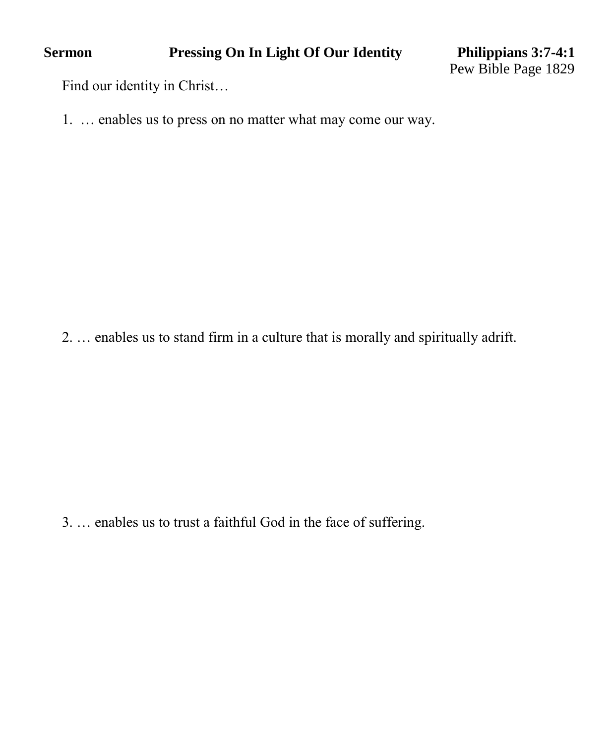**Sermon** **Pressing On In Light Of Our Identity** **Philippians 3:7-4:1**

Pew Bible Page 1829

Find our identity in Christ…

1. … enables us to press on no matter what may come our way.

2. … enables us to stand firm in a culture that is morally and spiritually adrift.

3. … enables us to trust a faithful God in the face of suffering.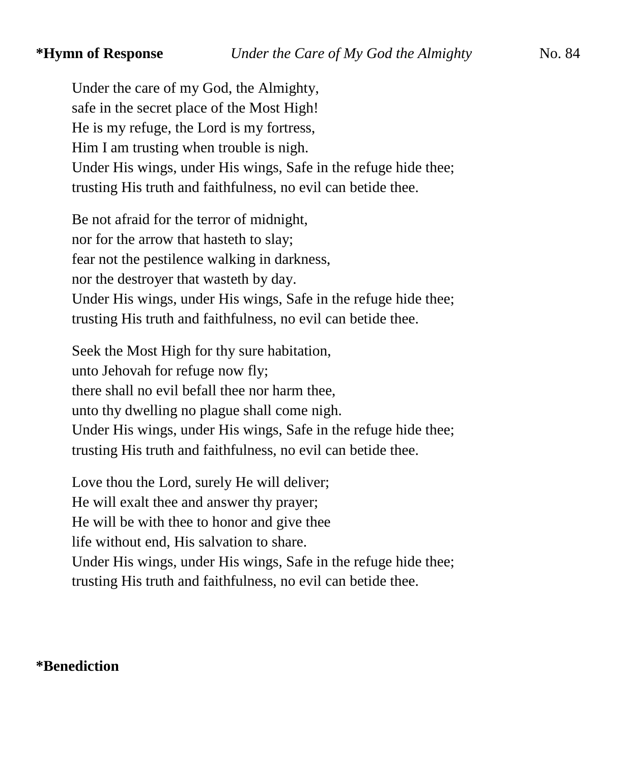**\*Hymn of Response** *Under the Care of My God the Almighty* No. 84

Under the care of my God, the Almighty,
safe in the secret place of the Most High!
He is my refuge, the Lord is my fortress,
Him I am trusting when trouble is nigh.
Under His wings, under His wings, Safe in the refuge hide thee;
trusting His truth and faithfulness, no evil can betide thee.

Be not afraid for the terror of midnight,
nor for the arrow that hasteth to slay;
fear not the pestilence walking in darkness,
nor the destroyer that wasteth by day.
Under His wings, under His wings, Safe in the refuge hide thee;
trusting His truth and faithfulness, no evil can betide thee.

Seek the Most High for thy sure habitation,
unto Jehovah for refuge now fly;
there shall no evil befall thee nor harm thee,
unto thy dwelling no plague shall come nigh.
Under His wings, under His wings, Safe in the refuge hide thee;
trusting His truth and faithfulness, no evil can betide thee.

Love thou the Lord, surely He will deliver;
He will exalt thee and answer thy prayer;
He will be with thee to honor and give thee
life without end, His salvation to share.
Under His wings, under His wings, Safe in the refuge hide thee;
trusting His truth and faithfulness, no evil can betide thee.

**\*Benediction**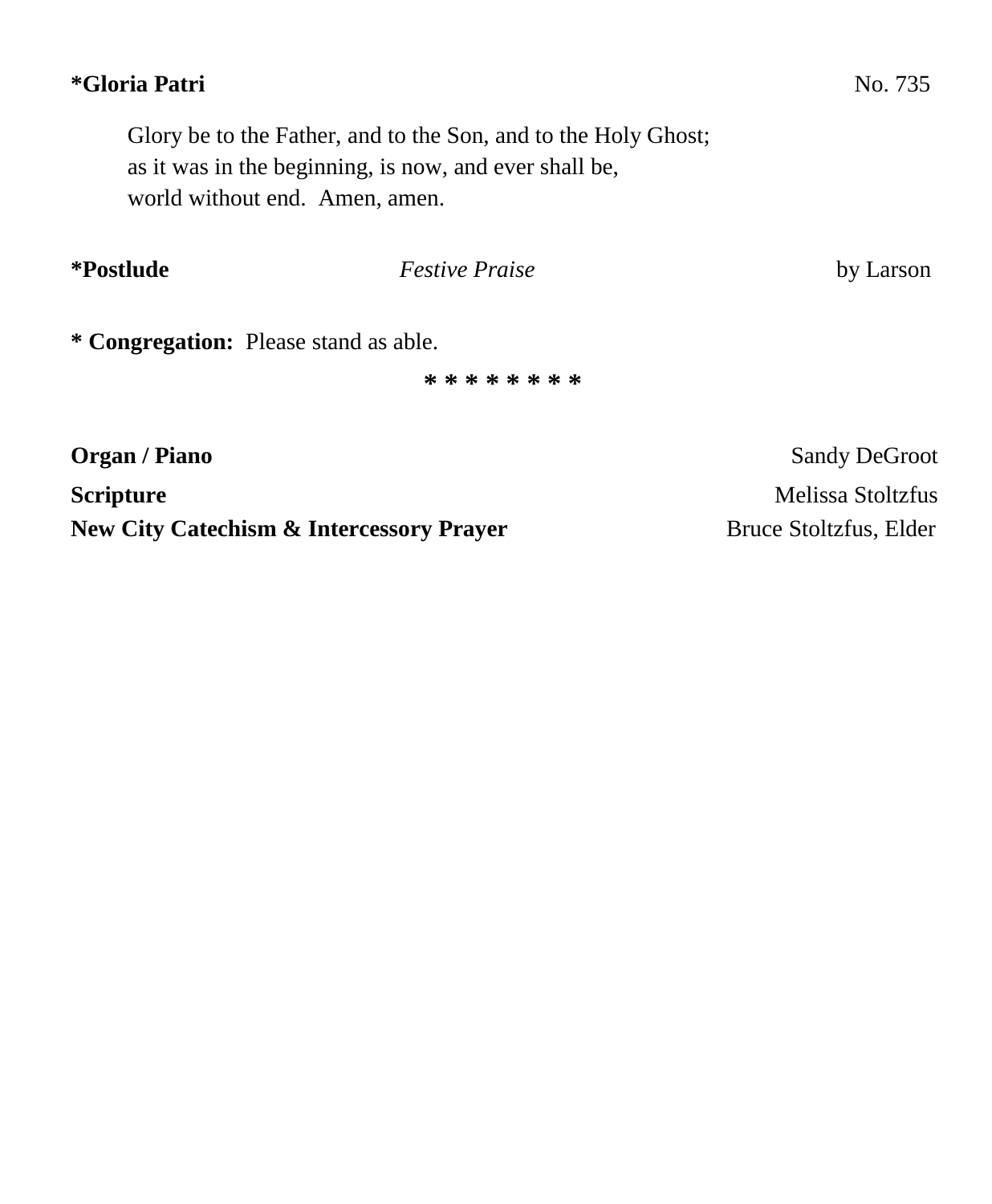**\*Gloria Patri** No. 735

> Glory be to the Father, and to the Son, and to the Holy Ghost;
> as it was in the beginning, is now, and ever shall be,
> world without end. Amen, amen.

**\*Postlude** *Festive Praise* by Larson

**\* Congregation:** Please stand as able.

\* \* \* \* \* \* \* \*

**Organ / Piano** Sandy DeGroot

**Scripture** Melissa Stoltzfus

**New City Catechism & Intercessory Prayer** Bruce Stoltzfus, Elder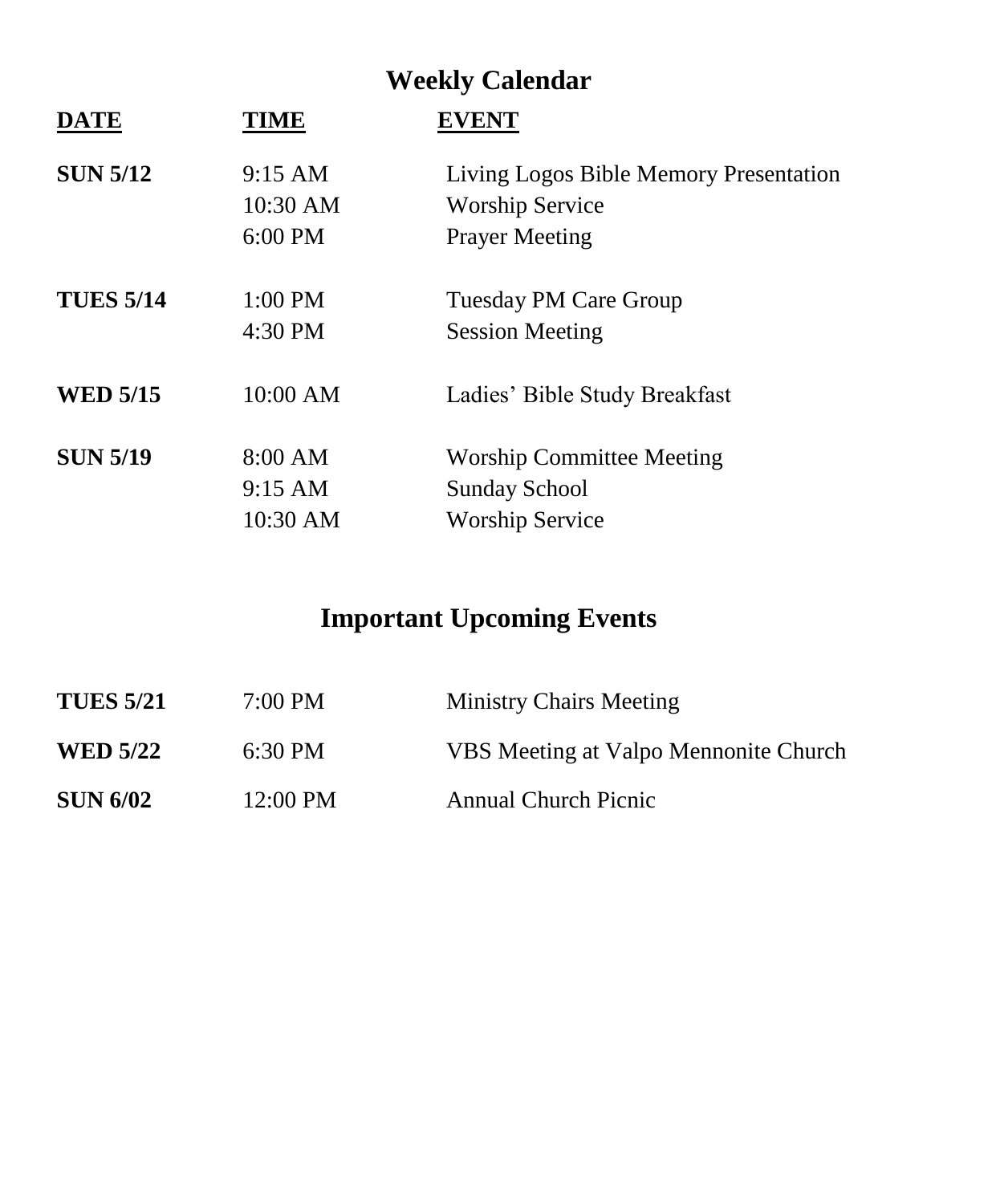## Weekly Calendar

| DATE | TIME | EVENT |
|---|---|---|
| **SUN 5/12** | 9:15 AM | Living Logos Bible Memory Presentation |
| | 10:30 AM | Worship Service |
| | 6:00 PM | Prayer Meeting |
| **TUES 5/14** | 1:00 PM | Tuesday PM Care Group |
| | 4:30 PM | Session Meeting |
| **WED 5/15** | 10:00 AM | Ladies' Bible Study Breakfast |
| **SUN 5/19** | 8:00 AM | Worship Committee Meeting |
| | 9:15 AM | Sunday School |
| | 10:30 AM | Worship Service |

## Important Upcoming Events

| | | |
|---|---|---|
| **TUES 5/21** | 7:00 PM | Ministry Chairs Meeting |
| **WED 5/22** | 6:30 PM | VBS Meeting at Valpo Mennonite Church |
| **SUN 6/02** | 12:00 PM | Annual Church Picnic |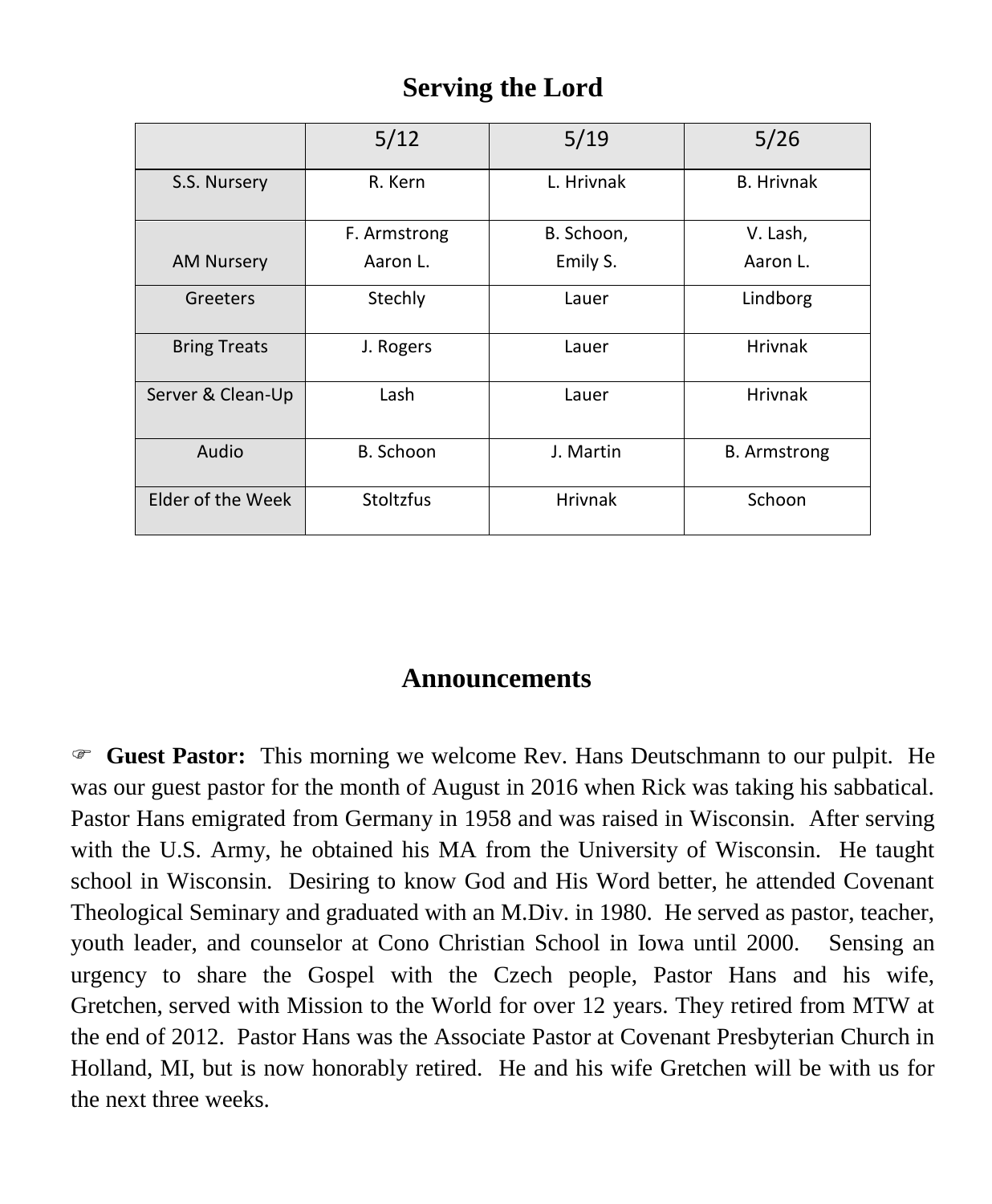## Serving the Lord

| | 5/12 | 5/19 | 5/26 |
|---|---|---|---|
| S.S. Nursery | R. Kern | L. Hrivnak | B. Hrivnak |
| AM Nursery | F. Armstrong Aaron L. | B. Schoon, Emily S. | V. Lash, Aaron L. |
| Greeters | Stechly | Lauer | Lindborg |
| Bring Treats | J. Rogers | Lauer | Hrivnak |
| Server & Clean-Up | Lash | Lauer | Hrivnak |
| Audio | B. Schoon | J. Martin | B. Armstrong |
| Elder of the Week | Stoltzfus | Hrivnak | Schoon |

## Announcements

☞ **Guest Pastor:** This morning we welcome Rev. Hans Deutschmann to our pulpit. He was our guest pastor for the month of August in 2016 when Rick was taking his sabbatical. Pastor Hans emigrated from Germany in 1958 and was raised in Wisconsin. After serving with the U.S. Army, he obtained his MA from the University of Wisconsin. He taught school in Wisconsin. Desiring to know God and His Word better, he attended Covenant Theological Seminary and graduated with an M.Div. in 1980. He served as pastor, teacher, youth leader, and counselor at Cono Christian School in Iowa until 2000. Sensing an urgency to share the Gospel with the Czech people, Pastor Hans and his wife, Gretchen, served with Mission to the World for over 12 years. They retired from MTW at the end of 2012. Pastor Hans was the Associate Pastor at Covenant Presbyterian Church in Holland, MI, but is now honorably retired. He and his wife Gretchen will be with us for the next three weeks.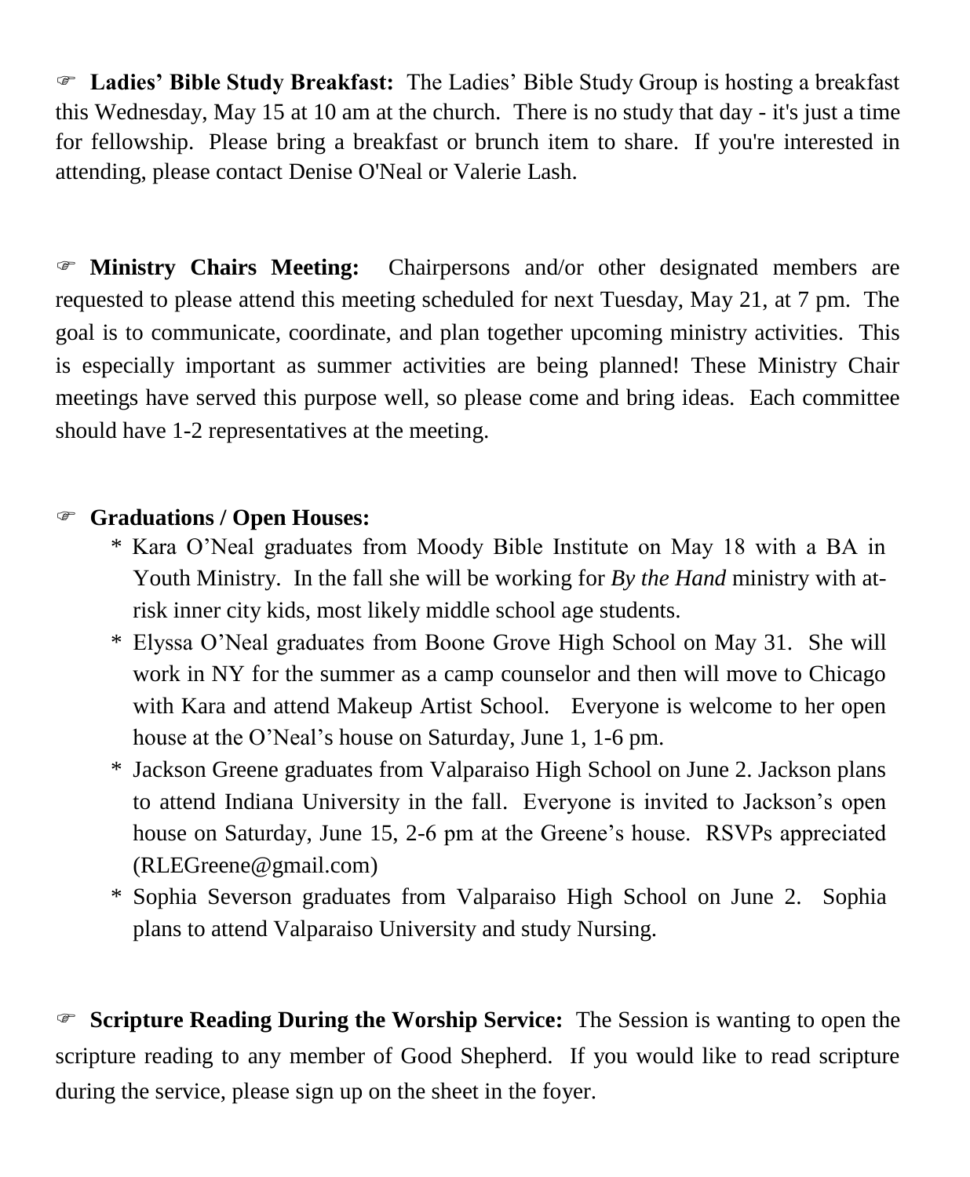☞ **Ladies' Bible Study Breakfast:** The Ladies' Bible Study Group is hosting a breakfast this Wednesday, May 15 at 10 am at the church. There is no study that day - it's just a time for fellowship. Please bring a breakfast or brunch item to share. If you're interested in attending, please contact Denise O'Neal or Valerie Lash.

☞ **Ministry Chairs Meeting:** Chairpersons and/or other designated members are requested to please attend this meeting scheduled for next Tuesday, May 21, at 7 pm. The goal is to communicate, coordinate, and plan together upcoming ministry activities. This is especially important as summer activities are being planned! These Ministry Chair meetings have served this purpose well, so please come and bring ideas. Each committee should have 1-2 representatives at the meeting.

☞ **Graduations / Open Houses:**

* Kara O'Neal graduates from Moody Bible Institute on May 18 with a BA in Youth Ministry. In the fall she will be working for *By the Hand* ministry with at-risk inner city kids, most likely middle school age students.
* Elyssa O'Neal graduates from Boone Grove High School on May 31. She will work in NY for the summer as a camp counselor and then will move to Chicago with Kara and attend Makeup Artist School. Everyone is welcome to her open house at the O'Neal's house on Saturday, June 1, 1-6 pm.
* Jackson Greene graduates from Valparaiso High School on June 2. Jackson plans to attend Indiana University in the fall. Everyone is invited to Jackson's open house on Saturday, June 15, 2-6 pm at the Greene's house. RSVPs appreciated (RLEGreene@gmail.com)
* Sophia Severson graduates from Valparaiso High School on June 2. Sophia plans to attend Valparaiso University and study Nursing.

☞ **Scripture Reading During the Worship Service:** The Session is wanting to open the scripture reading to any member of Good Shepherd. If you would like to read scripture during the service, please sign up on the sheet in the foyer.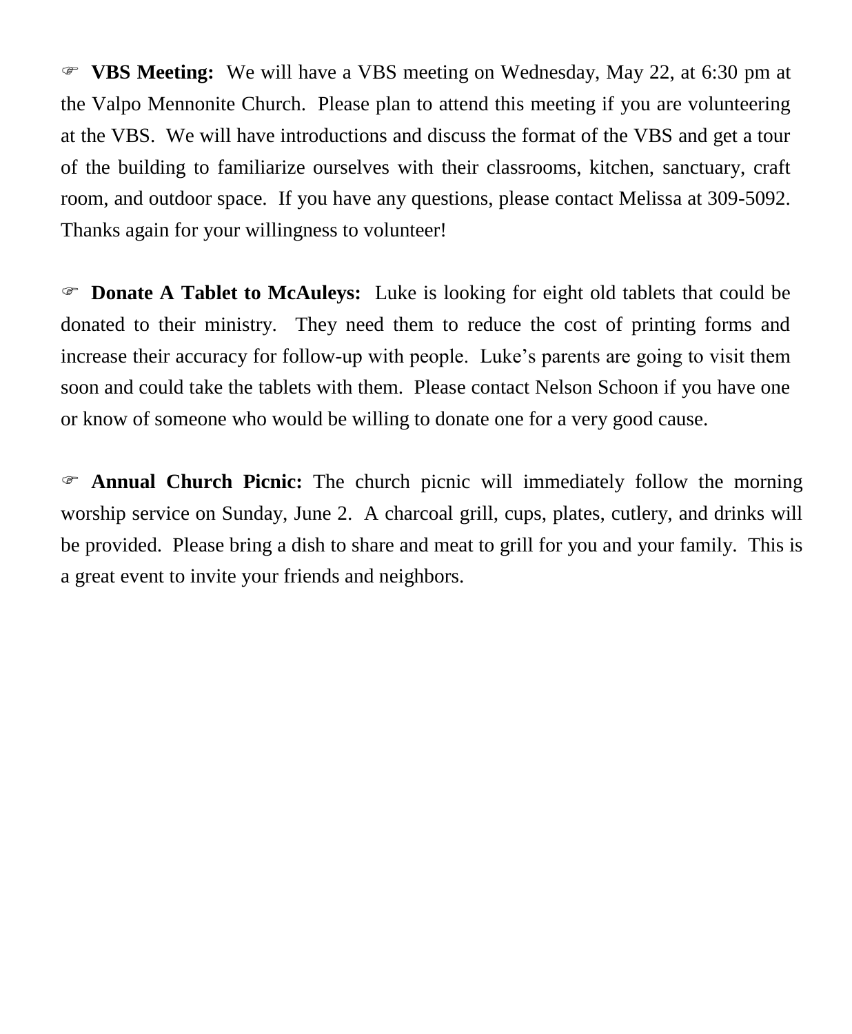☞ **VBS Meeting:** We will have a VBS meeting on Wednesday, May 22, at 6:30 pm at the Valpo Mennonite Church. Please plan to attend this meeting if you are volunteering at the VBS. We will have introductions and discuss the format of the VBS and get a tour of the building to familiarize ourselves with their classrooms, kitchen, sanctuary, craft room, and outdoor space. If you have any questions, please contact Melissa at 309-5092. Thanks again for your willingness to volunteer!

☞ **Donate A Tablet to McAuleys:** Luke is looking for eight old tablets that could be donated to their ministry. They need them to reduce the cost of printing forms and increase their accuracy for follow-up with people. Luke's parents are going to visit them soon and could take the tablets with them. Please contact Nelson Schoon if you have one or know of someone who would be willing to donate one for a very good cause.

☞ **Annual Church Picnic:** The church picnic will immediately follow the morning worship service on Sunday, June 2. A charcoal grill, cups, plates, cutlery, and drinks will be provided. Please bring a dish to share and meat to grill for you and your family. This is a great event to invite your friends and neighbors.